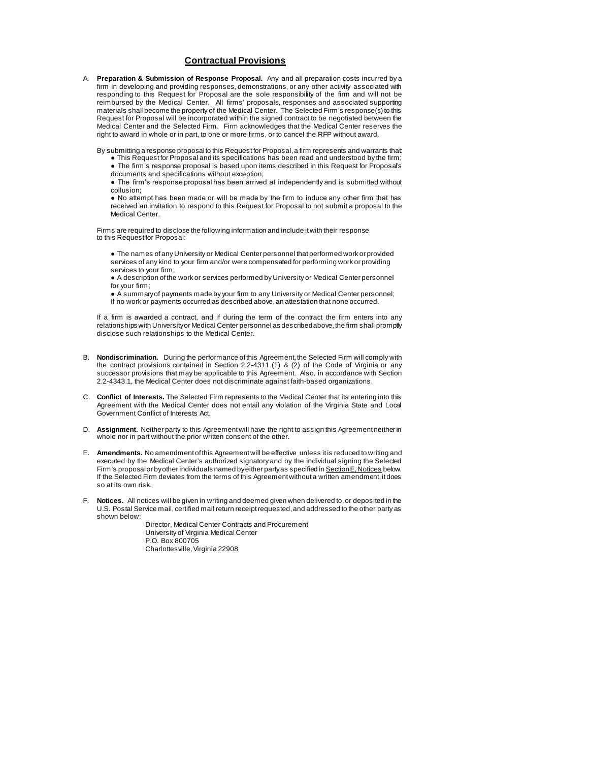## Contractual Provisions

A. **Preparation & Submission of Response Proposal.** Any and all preparation costs incurred by a firm in developing and providing responses, demonstrations, or any other activity associated with responding to this Request for Proposal are the sole responsibility of the firm and will not be reimbursed by the Medical Center. All firms' proposals, responses and associated supporting materials shall become the property of the Medical Center. The Selected Firm's response(s) to this Request for Proposal will be incorporated within the signed contract to be negotiated between the Medical Center and the Selected Firm. Firm acknowledges that the Medical Center reserves the right to award in whole or in part, to one or more firms, or to cancel the RFP without award.

By submitting a response proposal to this Request for Proposal, a firm represents and warrants that:

- This Request for Proposal and its specifications has been read and understood by the firm;
- The firm's response proposal is based upon items described in this Request for Proposal's documents and specifications without exception;
- The firm's response proposal has been arrived at independently and is submitted without collusion;
- No attempt has been made or will be made by the firm to induce any other firm that has received an invitation to respond to this Request for Proposal to not submit a proposal to the Medical Center.

Firms are required to disclose the following information and include it with their response to this Request for Proposal:

- The names of any University or Medical Center personnel that performed work or provided services of any kind to your firm and/or were compensated for performing work or providing services to your firm;
- A description of the work or services performed by University or Medical Center personnel for your firm;
- A summary of payments made by your firm to any University or Medical Center personnel; If no work or payments occurred as described above, an attestation that none occurred.

If a firm is awarded a contract, and if during the term of the contract the firm enters into any relationships with University or Medical Center personnel as described above, the firm shall promptly disclose such relationships to the Medical Center.

B. **Nondiscrimination.** During the performance of this Agreement, the Selected Firm will comply with the contract provisions contained in Section 2.2-4311 (1) & (2) of the Code of Virginia or any successor provisions that may be applicable to this Agreement. Also, in accordance with Section 2.2-4343.1, the Medical Center does not discriminate against faith-based organizations.

C. **Conflict of Interests.** The Selected Firm represents to the Medical Center that its entering into this Agreement with the Medical Center does not entail any violation of the Virginia State and Local Government Conflict of Interests Act.

D. **Assignment.** Neither party to this Agreement will have the right to assign this Agreement neither in whole nor in part without the prior written consent of the other.

E. **Amendments.** No amendment of this Agreement will be effective unless it is reduced to writing and executed by the Medical Center's authorized signatory and by the individual signing the Selected Firm's proposal or by other individuals named by either party as specified in Section E, Notices below. If the Selected Firm deviates from the terms of this Agreement without a written amendment, it does so at its own risk.

F. **Notices.** All notices will be given in writing and deemed given when delivered to, or deposited in the U.S. Postal Service mail, certified mail return receipt requested, and addressed to the other party as shown below:

Director, Medical Center Contracts and Procurement
University of Virginia Medical Center
P.O. Box 800705
Charlottesville, Virginia 22908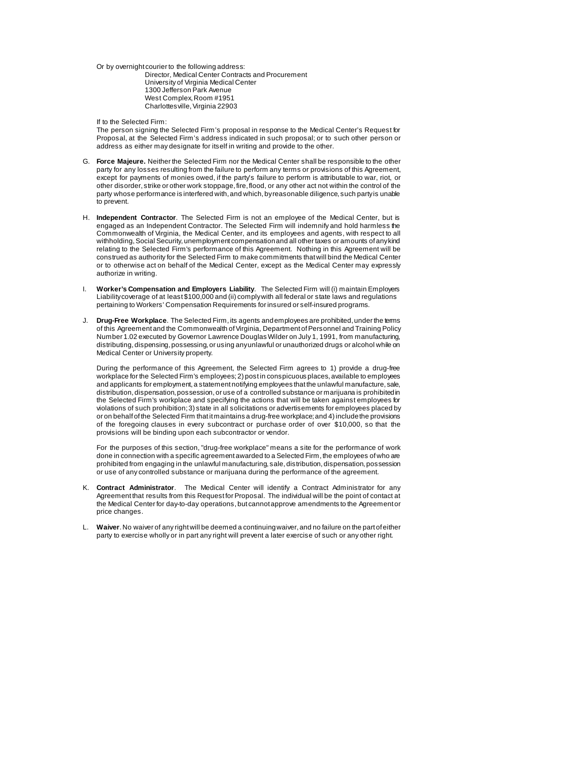Or by overnight courier to the following address:

Director, Medical Center Contracts and Procurement
University of Virginia Medical Center
1300 Jefferson Park Avenue
West Complex, Room #1951
Charlottesville, Virginia 22903

If to the Selected Firm:
The person signing the Selected Firm's proposal in response to the Medical Center's Request for Proposal, at the Selected Firm's address indicated in such proposal; or to such other person or address as either may designate for itself in writing and provide to the other.

G. **Force Majeure.** Neither the Selected Firm nor the Medical Center shall be responsible to the other party for any losses resulting from the failure to perform any terms or provisions of this Agreement, except for payments of monies owed, if the party's failure to perform is attributable to war, riot, or other disorder, strike or other work stoppage, fire, flood, or any other act not within the control of the party whose performance is interfered with, and which, by reasonable diligence, such party is unable to prevent.

H. **Independent Contractor**. The Selected Firm is not an employee of the Medical Center, but is engaged as an Independent Contractor. The Selected Firm will indemnify and hold harmless the Commonwealth of Virginia, the Medical Center, and its employees and agents, with respect to all withholding, Social Security, unemployment compensation and all other taxes or amounts of any kind relating to the Selected Firm's performance of this Agreement. Nothing in this Agreement will be construed as authority for the Selected Firm to make commitments that will bind the Medical Center or to otherwise act on behalf of the Medical Center, except as the Medical Center may expressly authorize in writing.

I. **Worker's Compensation and Employers Liability**. The Selected Firm will (i) maintain Employers Liability coverage of at least $100,000 and (ii) comply with all federal or state laws and regulations pertaining to Workers' Compensation Requirements for insured or self-insured programs.

J. **Drug-Free Workplace**. The Selected Firm, its agents and employees are prohibited, under the terms of this Agreement and the Commonwealth of Virginia, Department of Personnel and Training Policy Number 1.02 executed by Governor Lawrence Douglas Wilder on July 1, 1991, from manufacturing, distributing, dispensing, possessing, or using any unlawful or unauthorized drugs or alcohol while on Medical Center or University property.

   During the performance of this Agreement, the Selected Firm agrees to 1) provide a drug-free workplace for the Selected Firm's employees; 2) post in conspicuous places, available to employees and applicants for employment, a statement notifying employees that the unlawful manufacture, sale, distribution, dispensation, possession, or use of a controlled substance or marijuana is prohibited in the Selected Firm's workplace and specifying the actions that will be taken against employees for violations of such prohibition; 3) state in all solicitations or advertisements for employees placed by or on behalf of the Selected Firm that it maintains a drug-free workplace; and 4) include the provisions of the foregoing clauses in every subcontract or purchase order of over $10,000, so that the provisions will be binding upon each subcontractor or vendor.

   For the purposes of this section, "drug-free workplace" means a site for the performance of work done in connection with a specific agreement awarded to a Selected Firm, the employees of who are prohibited from engaging in the unlawful manufacturing, sale, distribution, dispensation, possession or use of any controlled substance or marijuana during the performance of the agreement.

K. **Contract Administrator**. The Medical Center will identify a Contract Administrator for any Agreement that results from this Request for Proposal. The individual will be the point of contact at the Medical Center for day-to-day operations, but cannot approve amendments to the Agreement or price changes.

L. **Waiver**. No waiver of any right will be deemed a continuing waiver, and no failure on the part of either party to exercise wholly or in part any right will prevent a later exercise of such or any other right.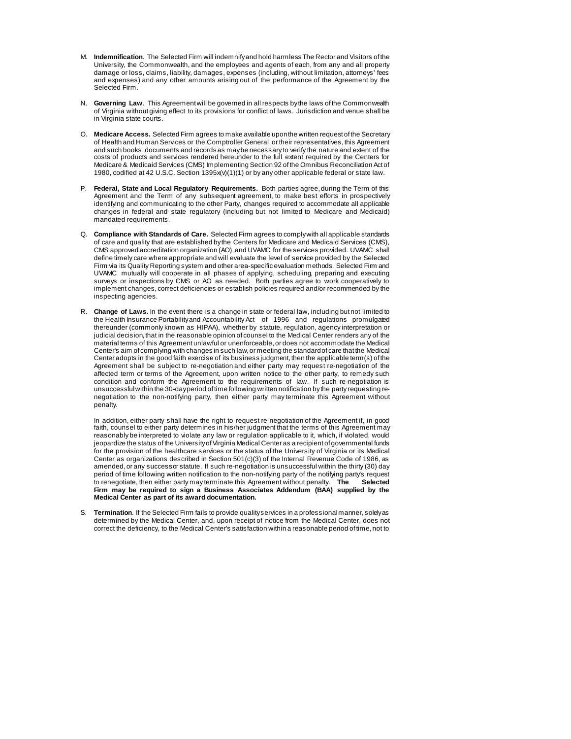M. **Indemnification**. The Selected Firm will indemnify and hold harmless The Rector and Visitors of the University, the Commonwealth, and the employees and agents of each, from any and all property damage or loss, claims, liability, damages, expenses (including, without limitation, attorneys' fees and expenses) and any other amounts arising out of the performance of the Agreement by the Selected Firm.

N. **Governing Law**. This Agreement will be governed in all respects by the laws of the Commonwealth of Virginia without giving effect to its provisions for conflict of laws. Jurisdiction and venue shall be in Virginia state courts.

O. **Medicare Access.** Selected Firm agrees to make available upon the written request of the Secretary of Health and Human Services or the Comptroller General, or their representatives, this Agreement and such books, documents and records as may be necessary to verify the nature and extent of the costs of products and services rendered hereunder to the full extent required by the Centers for Medicare & Medicaid Services (CMS) Implementing Section 92 of the Omnibus Reconciliation Act of 1980, codified at 42 U.S.C. Section 1395x(v)(1)(1) or by any other applicable federal or state law.

P. **Federal, State and Local Regulatory Requirements.** Both parties agree, during the Term of this Agreement and the Term of any subsequent agreement, to make best efforts in prospectively identifying and communicating to the other Party, changes required to accommodate all applicable changes in federal and state regulatory (including but not limited to Medicare and Medicaid) mandated requirements.

Q. **Compliance with Standards of Care.** Selected Firm agrees to comply with all applicable standards of care and quality that are established by the Centers for Medicare and Medicaid Services (CMS), CMS approved accreditation organization (AO), and UVAMC for the services provided. UVAMC shall define timely care where appropriate and will evaluate the level of service provided by the Selected Firm via its Quality Reporting system and other area-specific evaluation methods. Selected Firm and UVAMC mutually will cooperate in all phases of applying, scheduling, preparing and executing surveys or inspections by CMS or AO as needed. Both parties agree to work cooperatively to implement changes, correct deficiencies or establish policies required and/or recommended by the inspecting agencies.

R. **Change of Laws.** In the event there is a change in state or federal law, including but not limited to the Health Insurance Portability and Accountability Act of 1996 and regulations promulgated thereunder (commonly known as HIPAA), whether by statute, regulation, agency interpretation or judicial decision, that in the reasonable opinion of counsel to the Medical Center renders any of the material terms of this Agreement unlawful or unenforceable, or does not accommodate the Medical Center's aim of complying with changes in such law, or meeting the standard of care that the Medical Center adopts in the good faith exercise of its business judgment, then the applicable term(s) of the Agreement shall be subject to re-negotiation and either party may request re-negotiation of the affected term or terms of the Agreement, upon written notice to the other party, to remedy such condition and conform the Agreement to the requirements of law. If such re-negotiation is unsuccessful within the 30-day period of time following written notification by the party requesting re-negotiation to the non-notifying party, then either party may terminate this Agreement without penalty.

In addition, either party shall have the right to request re-negotiation of the Agreement if, in good faith, counsel to either party determines in his/her judgment that the terms of this Agreement may reasonably be interpreted to violate any law or regulation applicable to it, which, if violated, would jeopardize the status of the University of Virginia Medical Center as a recipient of governmental funds for the provision of the healthcare services or the status of the University of Virginia or its Medical Center as organizations described in Section 501(c)(3) of the Internal Revenue Code of 1986, as amended, or any successor statute. If such re-negotiation is unsuccessful within the thirty (30) day period of time following written notification to the non-notifying party of the notifying party's request to renegotiate, then either party may terminate this Agreement without penalty. **The Selected Firm may be required to sign a Business Associates Addendum (BAA) supplied by the Medical Center as part of its award documentation.**

S. **Termination**. If the Selected Firm fails to provide quality services in a professional manner, solely as determined by the Medical Center, and, upon receipt of notice from the Medical Center, does not correct the deficiency, to the Medical Center's satisfaction within a reasonable period of time, not to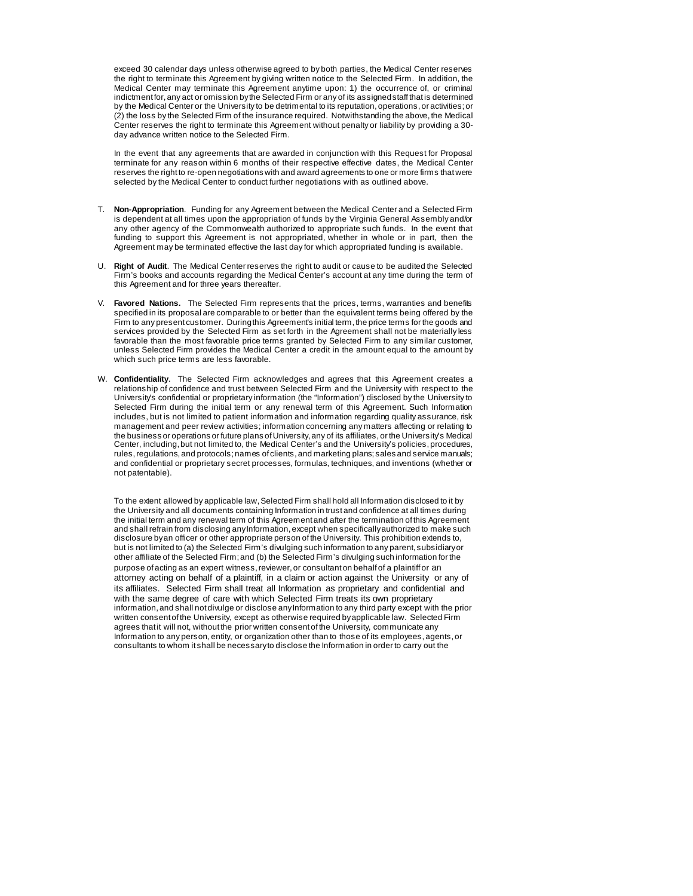exceed 30 calendar days unless otherwise agreed to by both parties, the Medical Center reserves the right to terminate this Agreement by giving written notice to the Selected Firm. In addition, the Medical Center may terminate this Agreement anytime upon: 1) the occurrence of, or criminal indictment for, any act or omission by the Selected Firm or any of its assigned staff that is determined by the Medical Center or the University to be detrimental to its reputation, operations, or activities; or (2) the loss by the Selected Firm of the insurance required. Notwithstanding the above, the Medical Center reserves the right to terminate this Agreement without penalty or liability by providing a 30-day advance written notice to the Selected Firm.

In the event that any agreements that are awarded in conjunction with this Request for Proposal terminate for any reason within 6 months of their respective effective dates, the Medical Center reserves the right to re-open negotiations with and award agreements to one or more firms that were selected by the Medical Center to conduct further negotiations with as outlined above.

T. **Non-Appropriation**. Funding for any Agreement between the Medical Center and a Selected Firm is dependent at all times upon the appropriation of funds by the Virginia General Assembly and/or any other agency of the Commonwealth authorized to appropriate such funds. In the event that funding to support this Agreement is not appropriated, whether in whole or in part, then the Agreement may be terminated effective the last day for which appropriated funding is available.

U. **Right of Audit**. The Medical Center reserves the right to audit or cause to be audited the Selected Firm's books and accounts regarding the Medical Center's account at any time during the term of this Agreement and for three years thereafter.

V. **Favored Nations.** The Selected Firm represents that the prices, terms, warranties and benefits specified in its proposal are comparable to or better than the equivalent terms being offered by the Firm to any present customer. During this Agreement's initial term, the price terms for the goods and services provided by the Selected Firm as set forth in the Agreement shall not be materially less favorable than the most favorable price terms granted by Selected Firm to any similar customer, unless Selected Firm provides the Medical Center a credit in the amount equal to the amount by which such price terms are less favorable.

W. **Confidentiality**. The Selected Firm acknowledges and agrees that this Agreement creates a relationship of confidence and trust between Selected Firm and the University with respect to the University's confidential or proprietary information (the "Information") disclosed by the University to Selected Firm during the initial term or any renewal term of this Agreement. Such Information includes, but is not limited to patient information and information regarding quality assurance, risk management and peer review activities; information concerning any matters affecting or relating to the business or operations or future plans of University, any of its affiliates, or the University's Medical Center, including, but not limited to, the Medical Center's and the University's policies, procedures, rules, regulations, and protocols; names of clients, and marketing plans; sales and service manuals; and confidential or proprietary secret processes, formulas, techniques, and inventions (whether or not patentable).

To the extent allowed by applicable law, Selected Firm shall hold all Information disclosed to it by the University and all documents containing Information in trust and confidence at all times during the initial term and any renewal term of this Agreement and after the termination of this Agreement and shall refrain from disclosing any Information, except when specifically authorized to make such disclosure by an officer or other appropriate person of the University. This prohibition extends to, but is not limited to (a) the Selected Firm's divulging such information to any parent, subsidiary or other affiliate of the Selected Firm; and (b) the Selected Firm's divulging such information for the purpose of acting as an expert witness, reviewer, or consultant on behalf of a plaintiff or an attorney acting on behalf of a plaintiff, in a claim or action against the University or any of its affiliates. Selected Firm shall treat all Information as proprietary and confidential and with the same degree of care with which Selected Firm treats its own proprietary information, and shall not divulge or disclose any Information to any third party except with the prior written consent of the University, except as otherwise required by applicable law. Selected Firm agrees that it will not, without the prior written consent of the University, communicate any Information to any person, entity, or organization other than to those of its employees, agents, or consultants to whom it shall be necessary to disclose the Information in order to carry out the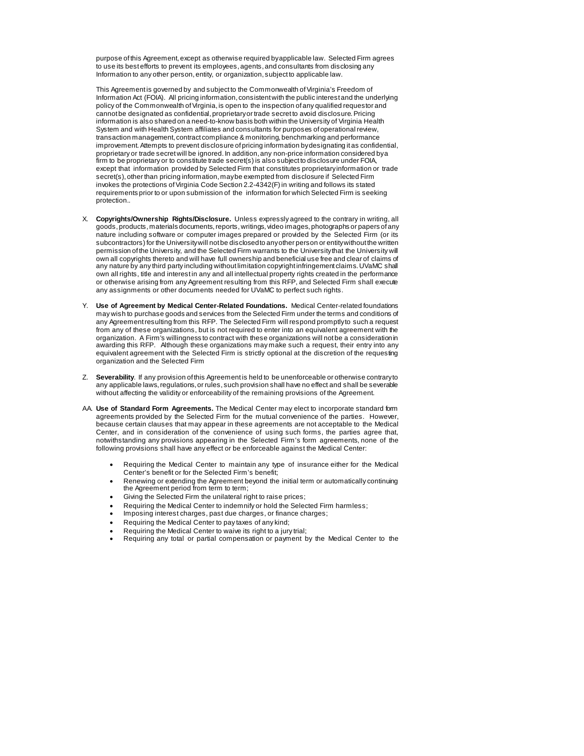purpose of this Agreement, except as otherwise required by applicable law. Selected Firm agrees to use its best efforts to prevent its employees, agents, and consultants from disclosing any Information to any other person, entity, or organization, subject to applicable law.

This Agreement is governed by and subject to the Commonwealth of Virginia's Freedom of Information Act (FOIA). All pricing information, consistent with the public interest and the underlying policy of the Commonwealth of Virginia, is open to the inspection of any qualified requestor and cannot be designated as confidential, proprietary or trade secret to avoid disclosure. Pricing information is also shared on a need-to-know basis both within the University of Virginia Health System and with Health System affiliates and consultants for purposes of operational review, transaction management, contract compliance & monitoring, benchmarking and performance improvement. Attempts to prevent disclosure of pricing information by designating it as confidential, proprietary or trade secret will be ignored. In addition, any non-price information considered by a firm to be proprietary or to constitute trade secret(s) is also subject to disclosure under FOIA, except that information provided by Selected Firm that constitutes proprietary information or trade secret(s), other than pricing information, may be exempted from disclosure if Selected Firm invokes the protections of Virginia Code Section 2.2-4342(F) in writing and follows its stated requirements prior to or upon submission of the information for which Selected Firm is seeking protection..

X. **Copyrights/Ownership Rights/Disclosure.** Unless expressly agreed to the contrary in writing, all goods, products, materials documents, reports, writings, video images, photographs or papers of any nature including software or computer images prepared or provided by the Selected Firm (or its subcontractors) for the University will not be disclosed to any other person or entity without the written permission of the University, and the Selected Firm warrants to the University that the University will own all copyrights thereto and will have full ownership and beneficial use free and clear of claims of any nature by any third party including without limitation copyright infringement claims. UVaMC shall own all rights, title and interest in any and all intellectual property rights created in the performance or otherwise arising from any Agreement resulting from this RFP, and Selected Firm shall execute any assignments or other documents needed for UVaMC to perfect such rights.

Y. **Use of Agreement by Medical Center-Related Foundations.** Medical Center-related foundations may wish to purchase goods and services from the Selected Firm under the terms and conditions of any Agreement resulting from this RFP. The Selected Firm will respond promptly to such a request from any of these organizations, but is not required to enter into an equivalent agreement with the organization. A Firm's willingness to contract with these organizations will not be a consideration in awarding this RFP. Although these organizations may make such a request, their entry into any equivalent agreement with the Selected Firm is strictly optional at the discretion of the requesting organization and the Selected Firm

Z. **Severability**. If any provision of this Agreement is held to be unenforceable or otherwise contrary to any applicable laws, regulations, or rules, such provision shall have no effect and shall be severable without affecting the validity or enforceability of the remaining provisions of the Agreement.

AA. **Use of Standard Form Agreements.** The Medical Center may elect to incorporate standard form agreements provided by the Selected Firm for the mutual convenience of the parties. However, because certain clauses that may appear in these agreements are not acceptable to the Medical Center, and in consideration of the convenience of using such forms, the parties agree that, notwithstanding any provisions appearing in the Selected Firm's form agreements, none of the following provisions shall have any effect or be enforceable against the Medical Center:

- Requiring the Medical Center to maintain any type of insurance either for the Medical Center's benefit or for the Selected Firm's benefit;
- Renewing or extending the Agreement beyond the initial term or automatically continuing the Agreement period from term to term;
- Giving the Selected Firm the unilateral right to raise prices;
- Requiring the Medical Center to indemnify or hold the Selected Firm harmless;
- Imposing interest charges, past due charges, or finance charges;
- Requiring the Medical Center to pay taxes of any kind;
- Requiring the Medical Center to waive its right to a jury trial;
- Requiring any total or partial compensation or payment by the Medical Center to the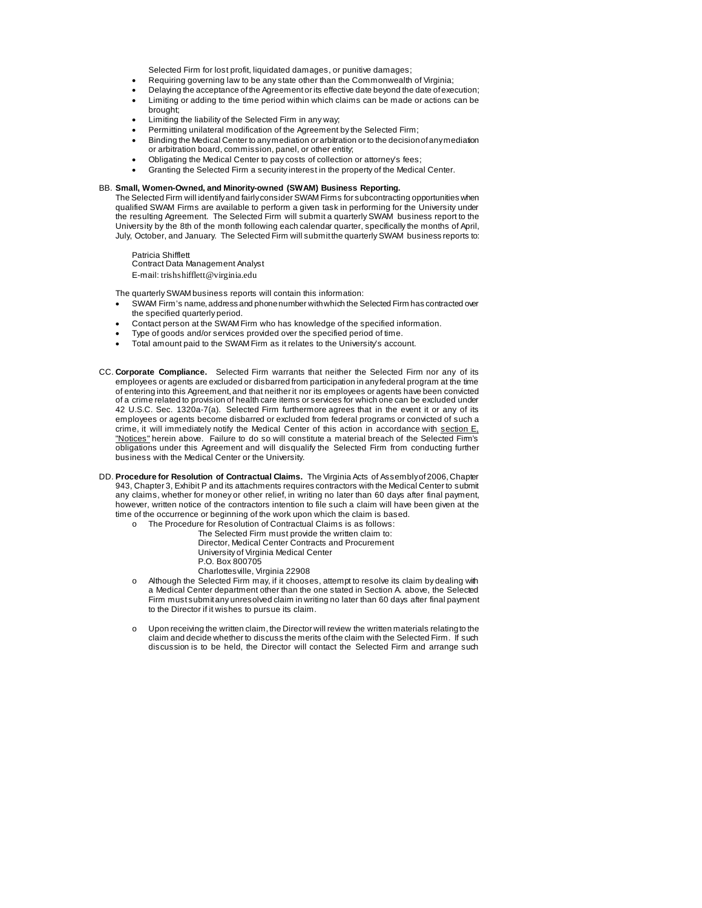Selected Firm for lost profit, liquidated damages, or punitive damages;

- Requiring governing law to be any state other than the Commonwealth of Virginia;
- Delaying the acceptance of the Agreement or its effective date beyond the date of execution;
- Limiting or adding to the time period within which claims can be made or actions can be brought;
- Limiting the liability of the Selected Firm in any way;
- Permitting unilateral modification of the Agreement by the Selected Firm;
- Binding the Medical Center to any mediation or arbitration or to the decision of any mediation or arbitration board, commission, panel, or other entity;
- Obligating the Medical Center to pay costs of collection or attorney's fees;
- Granting the Selected Firm a security interest in the property of the Medical Center.

BB. **Small, Women-Owned, and Minority-owned (SWAM) Business Reporting.**
The Selected Firm will identify and fairly consider SWAM Firms for subcontracting opportunities when qualified SWAM Firms are available to perform a given task in performing for the University under the resulting Agreement. The Selected Firm will submit a quarterly SWAM business report to the University by the 8th of the month following each calendar quarter, specifically the months of April, July, October, and January. The Selected Firm will submit the quarterly SWAM business reports to:

Patricia Shifflett
Contract Data Management Analyst
E-mail: trishshifflett@virginia.edu

The quarterly SWAM business reports will contain this information:

- SWAM Firm's name, address and phone number with which the Selected Firm has contracted over the specified quarterly period.
- Contact person at the SWAM Firm who has knowledge of the specified information.
- Type of goods and/or services provided over the specified period of time.
- Total amount paid to the SWAM Firm as it relates to the University's account.

CC. **Corporate Compliance.** Selected Firm warrants that neither the Selected Firm nor any of its employees or agents are excluded or disbarred from participation in any federal program at the time of entering into this Agreement, and that neither it nor its employees or agents have been convicted of a crime related to provision of health care items or services for which one can be excluded under 42 U.S.C. Sec. 1320a-7(a). Selected Firm furthermore agrees that in the event it or any of its employees or agents become disbarred or excluded from federal programs or convicted of such a crime, it will immediately notify the Medical Center of this action in accordance with section E, "Notices" herein above. Failure to do so will constitute a material breach of the Selected Firm's obligations under this Agreement and will disqualify the Selected Firm from conducting further business with the Medical Center or the University.

DD. **Procedure for Resolution of Contractual Claims.** The Virginia Acts of Assembly of 2006, Chapter 943, Chapter 3, Exhibit P and its attachments requires contractors with the Medical Center to submit any claims, whether for money or other relief, in writing no later than 60 days after final payment, however, written notice of the contractors intention to file such a claim will have been given at the time of the occurrence or beginning of the work upon which the claim is based.

- The Procedure for Resolution of Contractual Claims is as follows:

  The Selected Firm must provide the written claim to:
  Director, Medical Center Contracts and Procurement
  University of Virginia Medical Center
  P.O. Box 800705
  Charlottesville, Virginia 22908

- Although the Selected Firm may, if it chooses, attempt to resolve its claim by dealing with a Medical Center department other than the one stated in Section A. above, the Selected Firm must submit any unresolved claim in writing no later than 60 days after final payment to the Director if it wishes to pursue its claim.

- Upon receiving the written claim, the Director will review the written materials relating to the claim and decide whether to discuss the merits of the claim with the Selected Firm. If such discussion is to be held, the Director will contact the Selected Firm and arrange such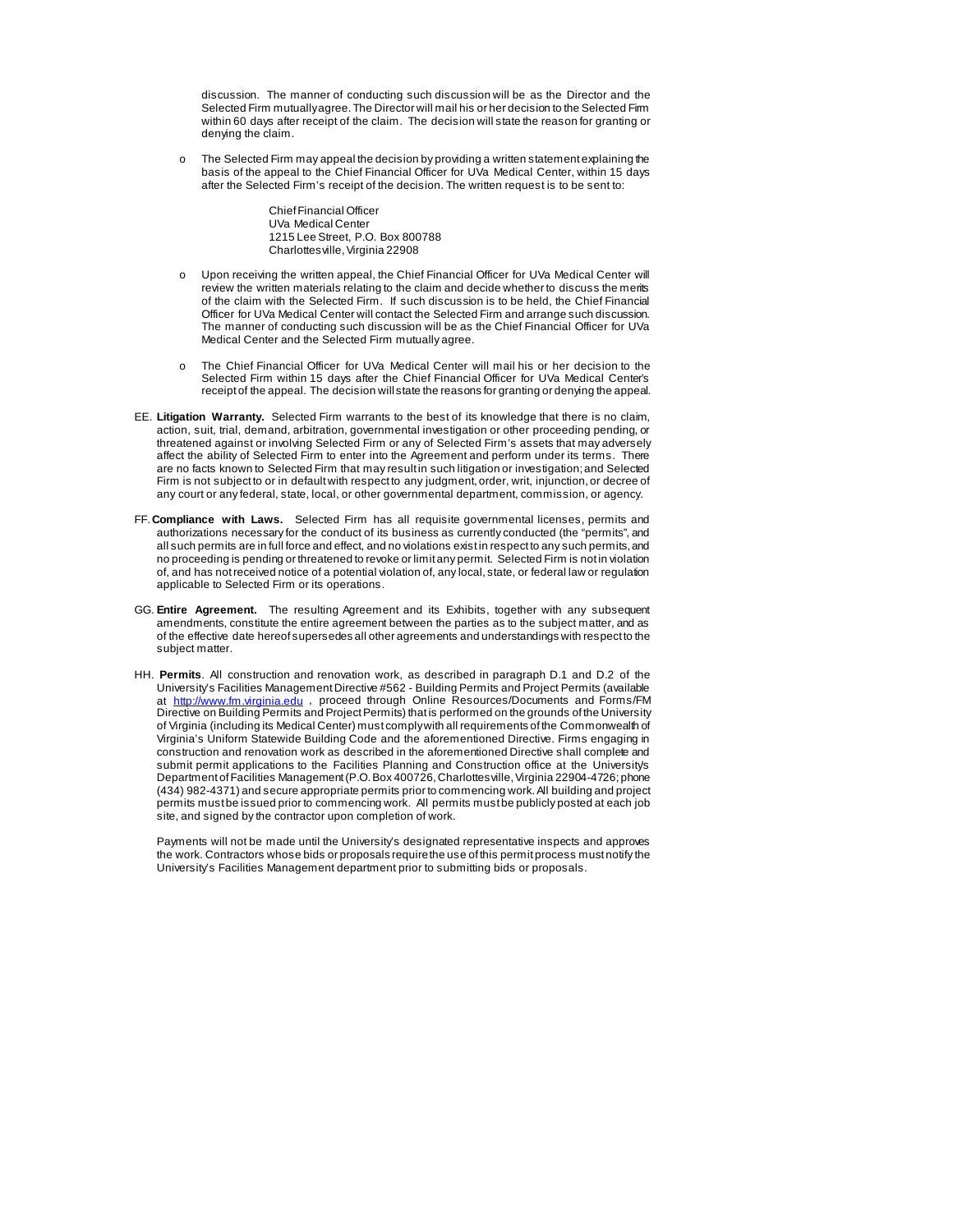discussion. The manner of conducting such discussion will be as the Director and the Selected Firm mutually agree. The Director will mail his or her decision to the Selected Firm within 60 days after receipt of the claim. The decision will state the reason for granting or denying the claim.

- The Selected Firm may appeal the decision by providing a written statement explaining the basis of the appeal to the Chief Financial Officer for UVa Medical Center, within 15 days after the Selected Firm's receipt of the decision. The written request is to be sent to:

  Chief Financial Officer
  UVa Medical Center
  1215 Lee Street, P.O. Box 800788
  Charlottesville, Virginia 22908

- Upon receiving the written appeal, the Chief Financial Officer for UVa Medical Center will review the written materials relating to the claim and decide whether to discuss the merits of the claim with the Selected Firm. If such discussion is to be held, the Chief Financial Officer for UVa Medical Center will contact the Selected Firm and arrange such discussion. The manner of conducting such discussion will be as the Chief Financial Officer for UVa Medical Center and the Selected Firm mutually agree.

- The Chief Financial Officer for UVa Medical Center will mail his or her decision to the Selected Firm within 15 days after the Chief Financial Officer for UVa Medical Center's receipt of the appeal. The decision will state the reasons for granting or denying the appeal.

EE. **Litigation Warranty.** Selected Firm warrants to the best of its knowledge that there is no claim, action, suit, trial, demand, arbitration, governmental investigation or other proceeding pending, or threatened against or involving Selected Firm or any of Selected Firm's assets that may adversely affect the ability of Selected Firm to enter into the Agreement and perform under its terms. There are no facts known to Selected Firm that may result in such litigation or investigation; and Selected Firm is not subject to or in default with respect to any judgment, order, writ, injunction, or decree of any court or any federal, state, local, or other governmental department, commission, or agency.

FF. **Compliance with Laws.** Selected Firm has all requisite governmental licenses, permits and authorizations necessary for the conduct of its business as currently conducted (the "permits", and all such permits are in full force and effect, and no violations exist in respect to any such permits, and no proceeding is pending or threatened to revoke or limit any permit. Selected Firm is not in violation of, and has not received notice of a potential violation of, any local, state, or federal law or regulation applicable to Selected Firm or its operations.

GG. **Entire Agreement.** The resulting Agreement and its Exhibits, together with any subsequent amendments, constitute the entire agreement between the parties as to the subject matter, and as of the effective date hereof supersedes all other agreements and understandings with respect to the subject matter.

HH. **Permits**. All construction and renovation work, as described in paragraph D.1 and D.2 of the University's Facilities Management Directive #562 - Building Permits and Project Permits (available at [http://www.fm.virginia.edu](http://www.fm.virginia.edu) , proceed through Online Resources/Documents and Forms/FM Directive on Building Permits and Project Permits) that is performed on the grounds of the University of Virginia (including its Medical Center) must comply with all requirements of the Commonwealth of Virginia's Uniform Statewide Building Code and the aforementioned Directive. Firms engaging in construction and renovation work as described in the aforementioned Directive shall complete and submit permit applications to the Facilities Planning and Construction office at the University's Department of Facilities Management (P.O. Box 400726, Charlottesville, Virginia 22904-4726; phone (434) 982-4371) and secure appropriate permits prior to commencing work. All building and project permits must be issued prior to commencing work. All permits must be publicly posted at each job site, and signed by the contractor upon completion of work.

Payments will not be made until the University's designated representative inspects and approves the work. Contractors whose bids or proposals require the use of this permit process must notify the University's Facilities Management department prior to submitting bids or proposals.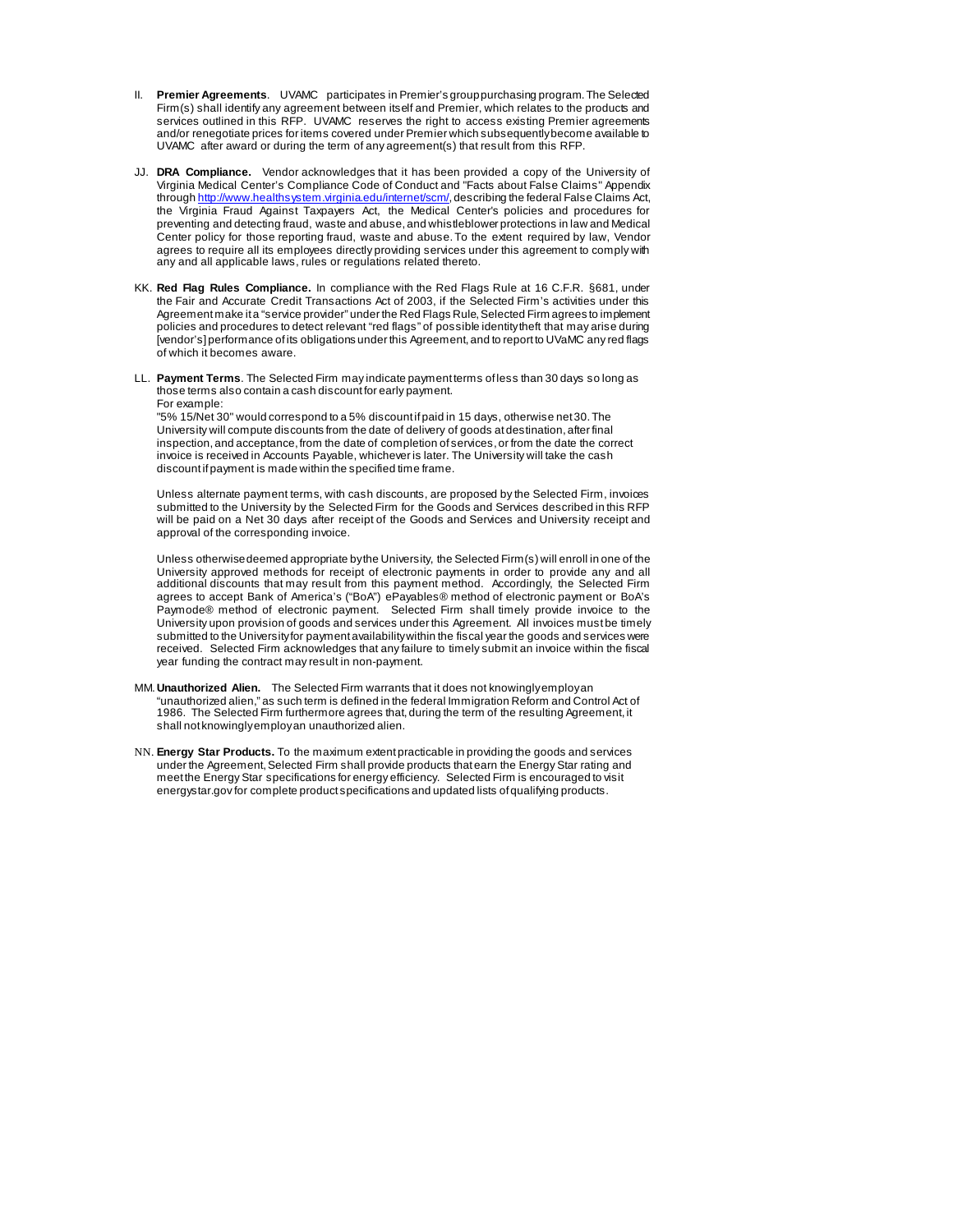II. **Premier Agreements**. UVAMC participates in Premier's group purchasing program. The Selected Firm(s) shall identify any agreement between itself and Premier, which relates to the products and services outlined in this RFP. UVAMC reserves the right to access existing Premier agreements and/or renegotiate prices for items covered under Premier which subsequently become available to UVAMC after award or during the term of any agreement(s) that result from this RFP.

JJ. **DRA Compliance.** Vendor acknowledges that it has been provided a copy of the University of Virginia Medical Center's Compliance Code of Conduct and "Facts about False Claims" Appendix through http://www.healthsystem.virginia.edu/internet/scm/, describing the federal False Claims Act, the Virginia Fraud Against Taxpayers Act, the Medical Center's policies and procedures for preventing and detecting fraud, waste and abuse, and whistleblower protections in law and Medical Center policy for those reporting fraud, waste and abuse. To the extent required by law, Vendor agrees to require all its employees directly providing services under this agreement to comply with any and all applicable laws, rules or regulations related thereto.

KK. **Red Flag Rules Compliance.** In compliance with the Red Flags Rule at 16 C.F.R. §681, under the Fair and Accurate Credit Transactions Act of 2003, if the Selected Firm's activities under this Agreement make it a "service provider" under the Red Flags Rule, Selected Firm agrees to implement policies and procedures to detect relevant "red flags" of possible identity theft that may arise during [vendor's] performance of its obligations under this Agreement, and to report to UVaMC any red flags of which it becomes aware.

LL. **Payment Terms**. The Selected Firm may indicate payment terms of less than 30 days so long as those terms also contain a cash discount for early payment.
For example:
"5% 15/Net 30" would correspond to a 5% discount if paid in 15 days, otherwise net 30. The University will compute discounts from the date of delivery of goods at destination, after final inspection, and acceptance, from the date of completion of services, or from the date the correct invoice is received in Accounts Payable, whichever is later. The University will take the cash discount if payment is made within the specified time frame.

Unless alternate payment terms, with cash discounts, are proposed by the Selected Firm, invoices submitted to the University by the Selected Firm for the Goods and Services described in this RFP will be paid on a Net 30 days after receipt of the Goods and Services and University receipt and approval of the corresponding invoice.

Unless otherwise deemed appropriate by the University, the Selected Firm(s) will enroll in one of the University approved methods for receipt of electronic payments in order to provide any and all additional discounts that may result from this payment method. Accordingly, the Selected Firm agrees to accept Bank of America's ("BoA") ePayables® method of electronic payment or BoA's Paymode® method of electronic payment. Selected Firm shall timely provide invoice to the University upon provision of goods and services under this Agreement. All invoices must be timely submitted to the University for payment availability within the fiscal year the goods and services were received. Selected Firm acknowledges that any failure to timely submit an invoice within the fiscal year funding the contract may result in non-payment.

MM. **Unauthorized Alien.** The Selected Firm warrants that it does not knowingly employ an "unauthorized alien," as such term is defined in the federal Immigration Reform and Control Act of 1986. The Selected Firm furthermore agrees that, during the term of the resulting Agreement, it shall not knowingly employ an unauthorized alien.

NN. **Energy Star Products.** To the maximum extent practicable in providing the goods and services under the Agreement, Selected Firm shall provide products that earn the Energy Star rating and meet the Energy Star specifications for energy efficiency. Selected Firm is encouraged to visit energystar.gov for complete product specifications and updated lists of qualifying products.